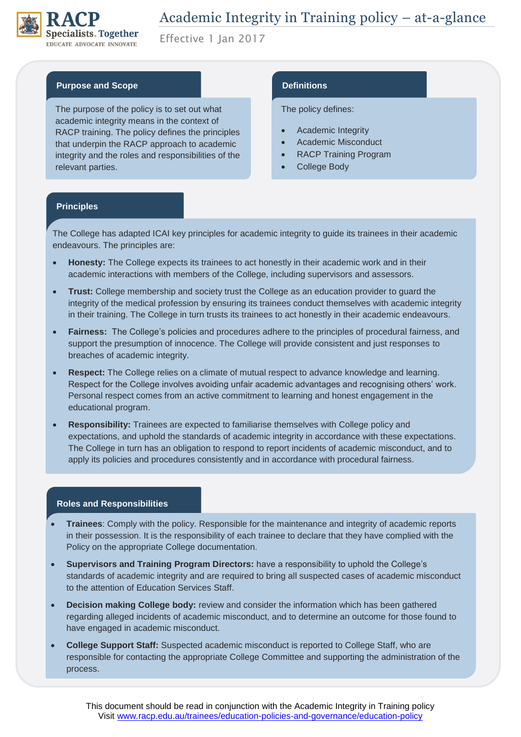RACP
Specialists. Together
EDUCATE ADVOCATE INNOVATE

# Academic Integrity in Training policy – at-a-glance

Effective 1 Jan 2017

## Purpose and Scope

The purpose of the policy is to set out what academic integrity means in the context of RACP training. The policy defines the principles that underpin the RACP approach to academic integrity and the roles and responsibilities of the relevant parties.

## Definitions

The policy defines:

- Academic Integrity
- Academic Misconduct
- RACP Training Program
- College Body

## Principles

The College has adapted ICAI key principles for academic integrity to guide its trainees in their academic endeavours. The principles are:

- **Honesty:** The College expects its trainees to act honestly in their academic work and in their academic interactions with members of the College, including supervisors and assessors.
- **Trust:** College membership and society trust the College as an education provider to guard the integrity of the medical profession by ensuring its trainees conduct themselves with academic integrity in their training. The College in turn trusts its trainees to act honestly in their academic endeavours.
- **Fairness:** The College's policies and procedures adhere to the principles of procedural fairness, and support the presumption of innocence. The College will provide consistent and just responses to breaches of academic integrity.
- **Respect:** The College relies on a climate of mutual respect to advance knowledge and learning. Respect for the College involves avoiding unfair academic advantages and recognising others' work. Personal respect comes from an active commitment to learning and honest engagement in the educational program.
- **Responsibility:** Trainees are expected to familiarise themselves with College policy and expectations, and uphold the standards of academic integrity in accordance with these expectations. The College in turn has an obligation to respond to report incidents of academic misconduct, and to apply its policies and procedures consistently and in accordance with procedural fairness.

## Roles and Responsibilities

- **Trainees**: Comply with the policy. Responsible for the maintenance and integrity of academic reports in their possession. It is the responsibility of each trainee to declare that they have complied with the Policy on the appropriate College documentation.
- **Supervisors and Training Program Directors:** have a responsibility to uphold the College's standards of academic integrity and are required to bring all suspected cases of academic misconduct to the attention of Education Services Staff.
- **Decision making College body:** review and consider the information which has been gathered regarding alleged incidents of academic misconduct, and to determine an outcome for those found to have engaged in academic misconduct.
- **College Support Staff:** Suspected academic misconduct is reported to College Staff, who are responsible for contacting the appropriate College Committee and supporting the administration of the process.

This document should be read in conjunction with the Academic Integrity in Training policy
Visit www.racp.edu.au/trainees/education-policies-and-governance/education-policy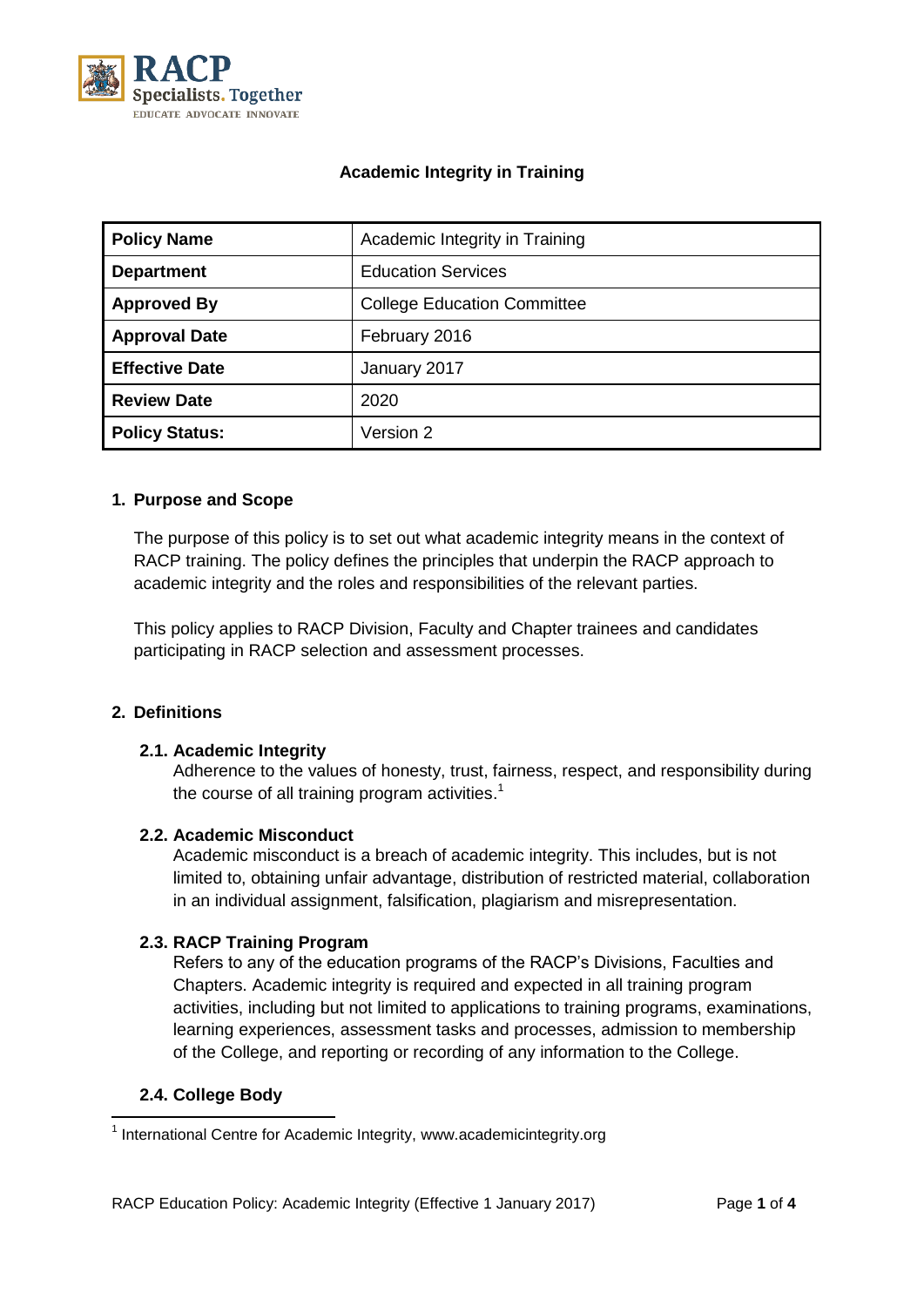# Academic Integrity in Training

| Policy Name | Academic Integrity in Training |
|---|---|
| Department | Education Services |
| Approved By | College Education Committee |
| Approval Date | February 2016 |
| Effective Date | January 2017 |
| Review Date | 2020 |
| Policy Status: | Version 2 |

## 1. Purpose and Scope

The purpose of this policy is to set out what academic integrity means in the context of RACP training. The policy defines the principles that underpin the RACP approach to academic integrity and the roles and responsibilities of the relevant parties.

This policy applies to RACP Division, Faculty and Chapter trainees and candidates participating in RACP selection and assessment processes.

## 2. Definitions

### 2.1. Academic Integrity

Adherence to the values of honesty, trust, fairness, respect, and responsibility during the course of all training program activities.[1]

### 2.2. Academic Misconduct

Academic misconduct is a breach of academic integrity. This includes, but is not limited to, obtaining unfair advantage, distribution of restricted material, collaboration in an individual assignment, falsification, plagiarism and misrepresentation.

### 2.3. RACP Training Program

Refers to any of the education programs of the RACP's Divisions, Faculties and Chapters. Academic integrity is required and expected in all training program activities, including but not limited to applications to training programs, examinations, learning experiences, assessment tasks and processes, admission to membership of the College, and reporting or recording of any information to the College.

### 2.4. College Body

[1] International Centre for Academic Integrity, www.academicintegrity.org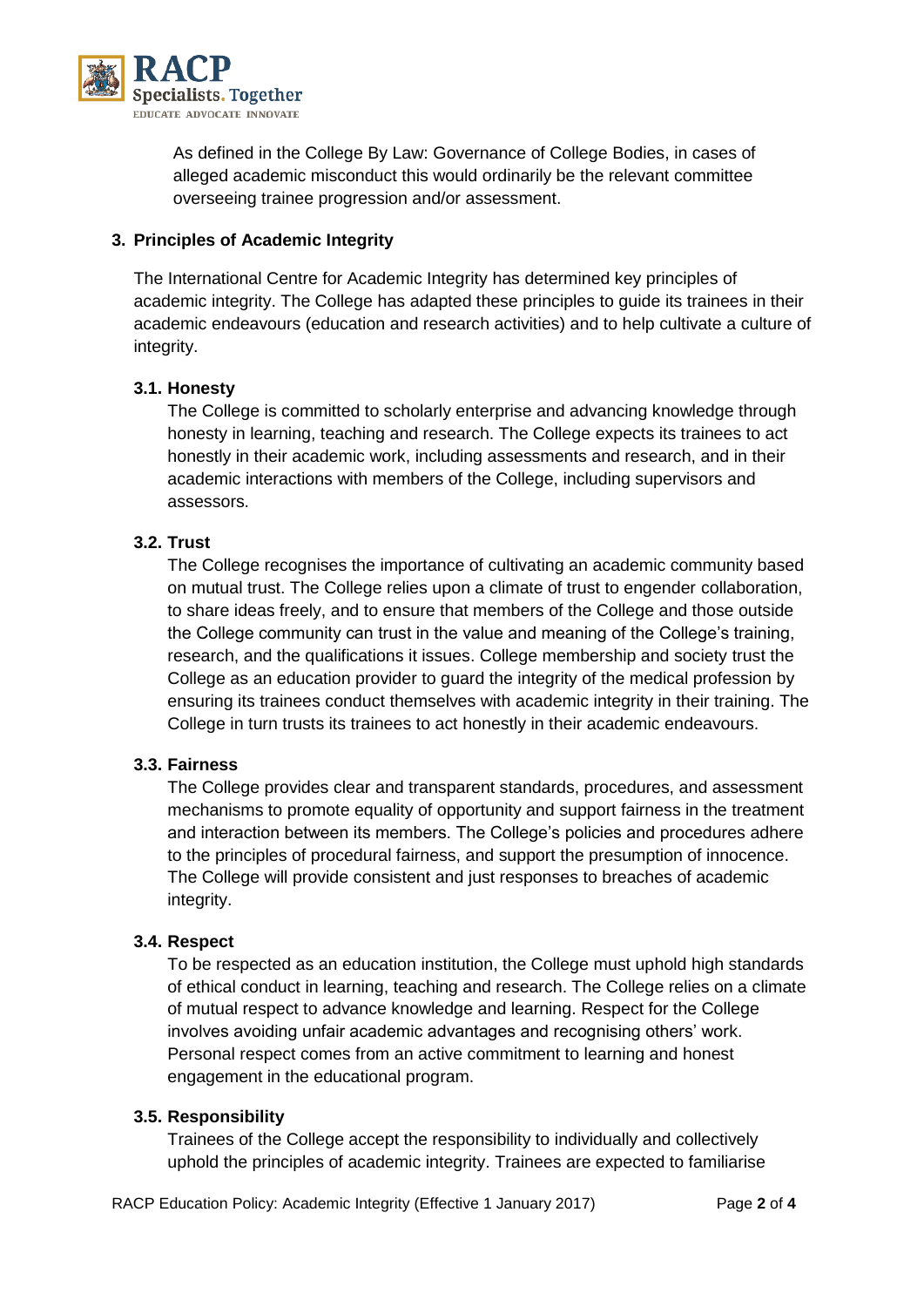As defined in the College By Law: Governance of College Bodies, in cases of alleged academic misconduct this would ordinarily be the relevant committee overseeing trainee progression and/or assessment.

## 3. Principles of Academic Integrity

The International Centre for Academic Integrity has determined key principles of academic integrity. The College has adapted these principles to guide its trainees in their academic endeavours (education and research activities) and to help cultivate a culture of integrity.

### 3.1. Honesty

The College is committed to scholarly enterprise and advancing knowledge through honesty in learning, teaching and research. The College expects its trainees to act honestly in their academic work, including assessments and research, and in their academic interactions with members of the College, including supervisors and assessors.

### 3.2. Trust

The College recognises the importance of cultivating an academic community based on mutual trust. The College relies upon a climate of trust to engender collaboration, to share ideas freely, and to ensure that members of the College and those outside the College community can trust in the value and meaning of the College's training, research, and the qualifications it issues. College membership and society trust the College as an education provider to guard the integrity of the medical profession by ensuring its trainees conduct themselves with academic integrity in their training. The College in turn trusts its trainees to act honestly in their academic endeavours.

### 3.3. Fairness

The College provides clear and transparent standards, procedures, and assessment mechanisms to promote equality of opportunity and support fairness in the treatment and interaction between its members. The College's policies and procedures adhere to the principles of procedural fairness, and support the presumption of innocence. The College will provide consistent and just responses to breaches of academic integrity.

### 3.4. Respect

To be respected as an education institution, the College must uphold high standards of ethical conduct in learning, teaching and research. The College relies on a climate of mutual respect to advance knowledge and learning. Respect for the College involves avoiding unfair academic advantages and recognising others' work. Personal respect comes from an active commitment to learning and honest engagement in the educational program.

### 3.5. Responsibility

Trainees of the College accept the responsibility to individually and collectively uphold the principles of academic integrity. Trainees are expected to familiarise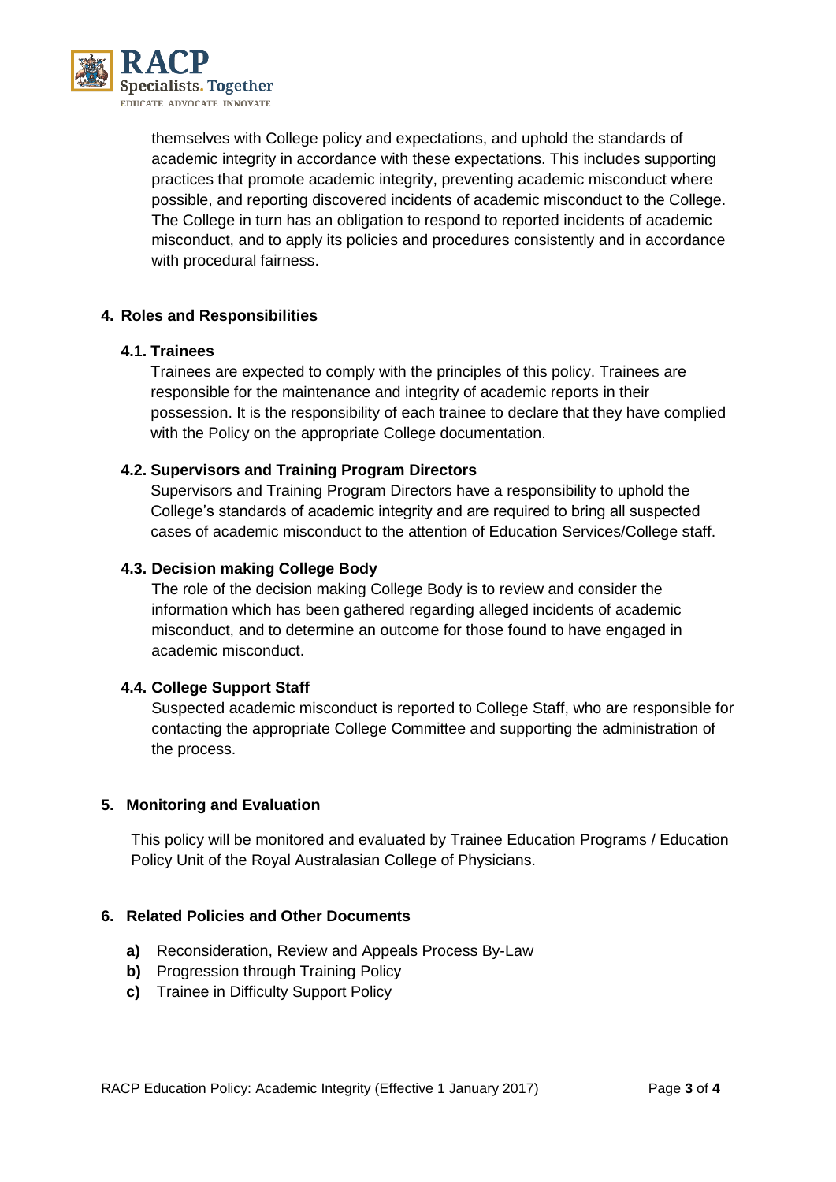themselves with College policy and expectations, and uphold the standards of academic integrity in accordance with these expectations. This includes supporting practices that promote academic integrity, preventing academic misconduct where possible, and reporting discovered incidents of academic misconduct to the College. The College in turn has an obligation to respond to reported incidents of academic misconduct, and to apply its policies and procedures consistently and in accordance with procedural fairness.

## 4. Roles and Responsibilities

### 4.1. Trainees

Trainees are expected to comply with the principles of this policy. Trainees are responsible for the maintenance and integrity of academic reports in their possession. It is the responsibility of each trainee to declare that they have complied with the Policy on the appropriate College documentation.

### 4.2. Supervisors and Training Program Directors

Supervisors and Training Program Directors have a responsibility to uphold the College's standards of academic integrity and are required to bring all suspected cases of academic misconduct to the attention of Education Services/College staff.

### 4.3. Decision making College Body

The role of the decision making College Body is to review and consider the information which has been gathered regarding alleged incidents of academic misconduct, and to determine an outcome for those found to have engaged in academic misconduct.

### 4.4. College Support Staff

Suspected academic misconduct is reported to College Staff, who are responsible for contacting the appropriate College Committee and supporting the administration of the process.

## 5. Monitoring and Evaluation

This policy will be monitored and evaluated by Trainee Education Programs / Education Policy Unit of the Royal Australasian College of Physicians.

## 6. Related Policies and Other Documents

- **a)** Reconsideration, Review and Appeals Process By-Law
- **b)** Progression through Training Policy
- **c)** Trainee in Difficulty Support Policy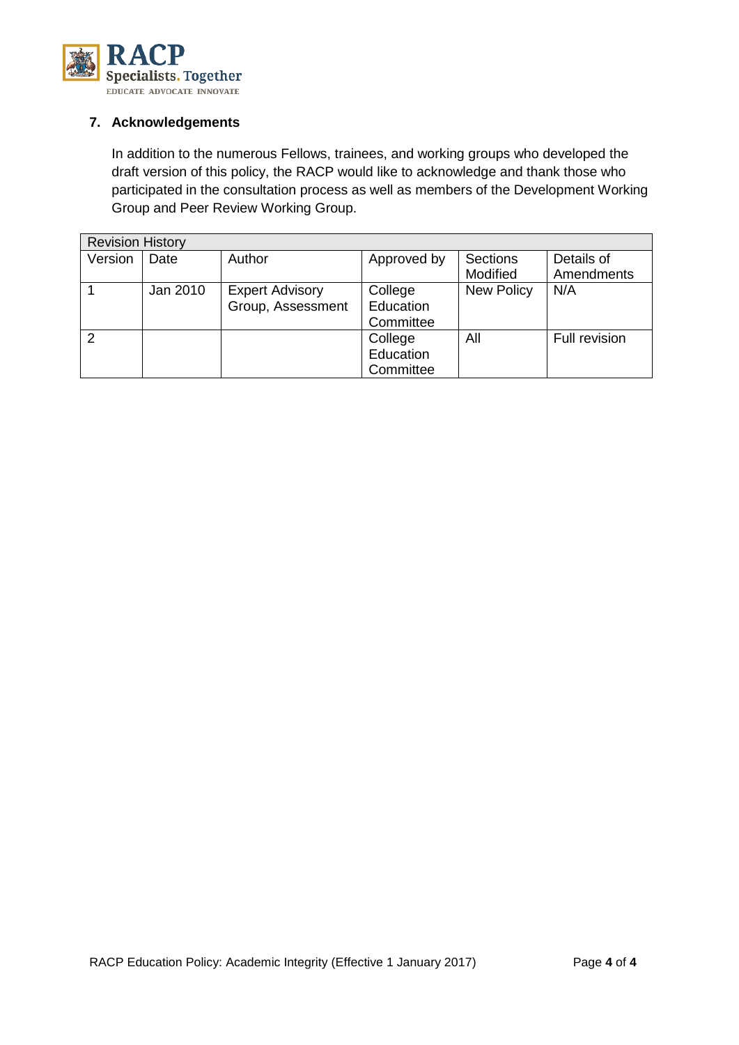## 7. Acknowledgements

In addition to the numerous Fellows, trainees, and working groups who developed the draft version of this policy, the RACP would like to acknowledge and thank those who participated in the consultation process as well as members of the Development Working Group and Peer Review Working Group.

| Revision History | | | | | |
|---|---|---|---|---|---|
| Version | Date | Author | Approved by | Sections Modified | Details of Amendments |
| 1 | Jan 2010 | Expert Advisory Group, Assessment | College Education Committee | New Policy | N/A |
| 2 | | | College Education Committee | All | Full revision |